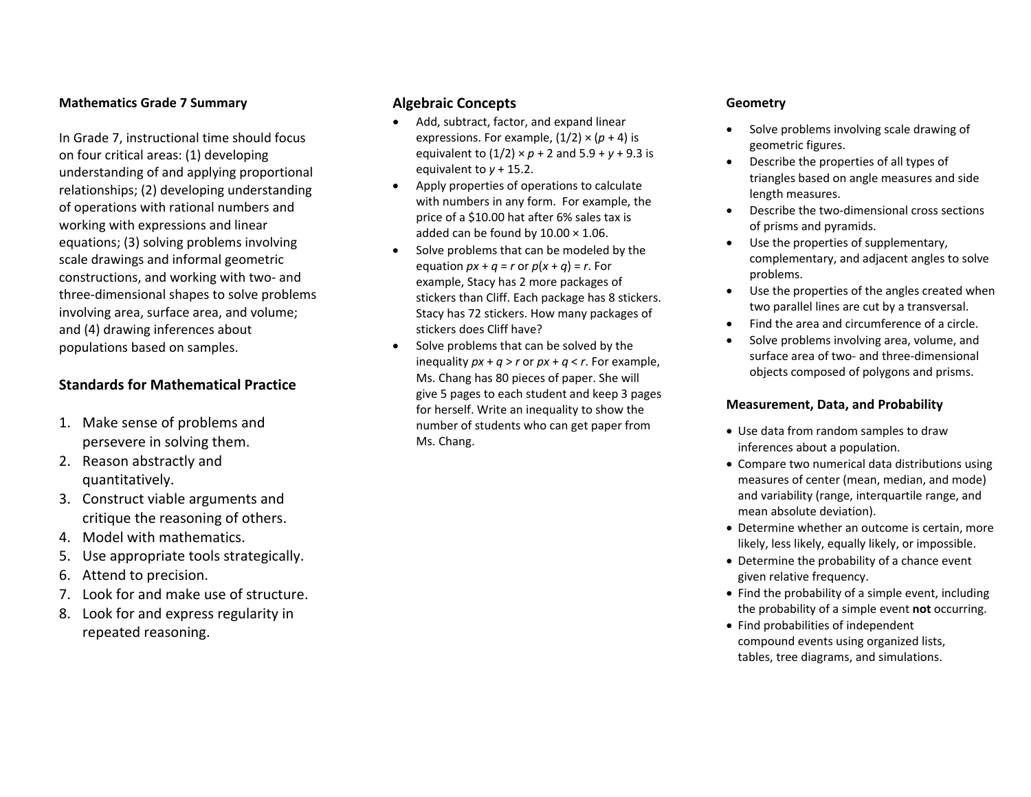## Mathematics Grade 7 Summary

In Grade 7, instructional time should focus on four critical areas: (1) developing understanding of and applying proportional relationships; (2) developing understanding of operations with rational numbers and working with expressions and linear equations; (3) solving problems involving scale drawings and informal geometric constructions, and working with two- and three-dimensional shapes to solve problems involving area, surface area, and volume; and (4) drawing inferences about populations based on samples.

## Standards for Mathematical Practice

1. Make sense of problems and persevere in solving them.
2. Reason abstractly and quantitatively.
3. Construct viable arguments and critique the reasoning of others.
4. Model with mathematics.
5. Use appropriate tools strategically.
6. Attend to precision.
7. Look for and make use of structure.
8. Look for and express regularity in repeated reasoning.

## Algebraic Concepts

- Add, subtract, factor, and expand linear expressions. For example, $(1/2) \times (p + 4)$ is equivalent to $(1/2) \times p + 2$ and $5.9 + y + 9.3$ is equivalent to $y + 15.2$.
- Apply properties of operations to calculate with numbers in any form. For example, the price of a $10.00 hat after 6% sales tax is added can be found by $10.00 \times 1.06$.
- Solve problems that can be modeled by the equation $px + q = r$ or $p(x + q) = r$. For example, Stacy has 2 more packages of stickers than Cliff. Each package has 8 stickers. Stacy has 72 stickers. How many packages of stickers does Cliff have?
- Solve problems that can be solved by the inequality $px + q > r$ or $px + q < r$. For example, Ms. Chang has 80 pieces of paper. She will give 5 pages to each student and keep 3 pages for herself. Write an inequality to show the number of students who can get paper from Ms. Chang.

## Geometry

- Solve problems involving scale drawing of geometric figures.
- Describe the properties of all types of triangles based on angle measures and side length measures.
- Describe the two-dimensional cross sections of prisms and pyramids.
- Use the properties of supplementary, complementary, and adjacent angles to solve problems.
- Use the properties of the angles created when two parallel lines are cut by a transversal.
- Find the area and circumference of a circle.
- Solve problems involving area, volume, and surface area of two- and three-dimensional objects composed of polygons and prisms.

## Measurement, Data, and Probability

- Use data from random samples to draw inferences about a population.
- Compare two numerical data distributions using measures of center (mean, median, and mode) and variability (range, interquartile range, and mean absolute deviation).
- Determine whether an outcome is certain, more likely, less likely, equally likely, or impossible.
- Determine the probability of a chance event given relative frequency.
- Find the probability of a simple event, including the probability of a simple event **not** occurring.
- Find probabilities of independent compound events using organized lists, tables, tree diagrams, and simulations.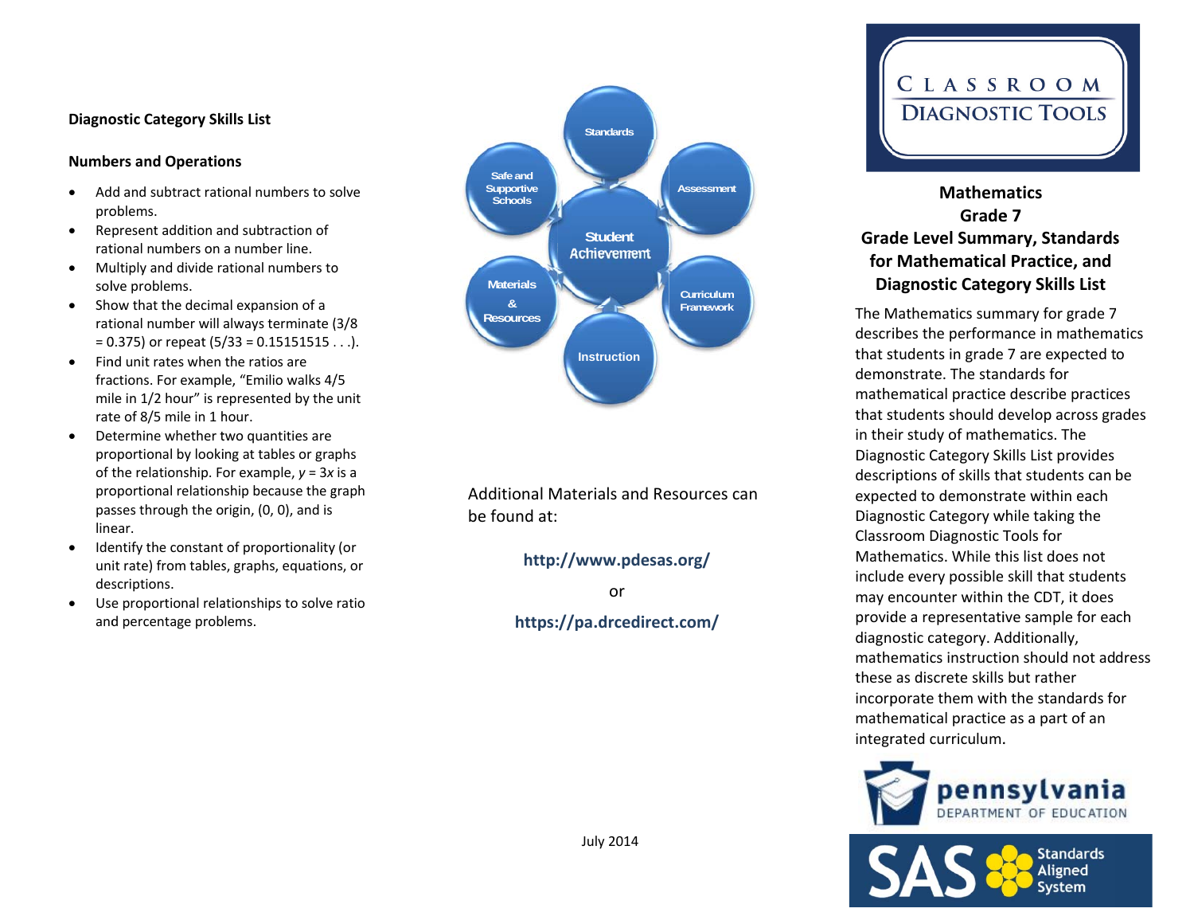## Diagnostic Category Skills List

### Numbers and Operations

- Add and subtract rational numbers to solve problems.
- Represent addition and subtraction of rational numbers on a number line.
- Multiply and divide rational numbers to solve problems.
- Show that the decimal expansion of a rational number will always terminate ($3/8 = 0.375$) or repeat ($5/33 = 0.15151515\ldots$).
- Find unit rates when the ratios are fractions. For example, "Emilio walks 4/5 mile in 1/2 hour" is represented by the unit rate of 8/5 mile in 1 hour.
- Determine whether two quantities are proportional by looking at tables or graphs of the relationship. For example, $y = 3x$ is a proportional relationship because the graph passes through the origin, (0, 0), and is linear.
- Identify the constant of proportionality (or unit rate) from tables, graphs, equations, or descriptions.
- Use proportional relationships to solve ratio and percentage problems.

Standards

Safe and Supportive Schools

Assessment

Student Achievement

Materials & Resources

Curriculum Framework

Instruction

Additional Materials and Resources can be found at:

**http://www.pdesas.org/**

or

**https://pa.drcedirect.com/**

July 2014

CLASSROOM DIAGNOSTIC TOOLS

## Mathematics
## Grade 7
## Grade Level Summary, Standards for Mathematical Practice, and Diagnostic Category Skills List

The Mathematics summary for grade 7 describes the performance in mathematics that students in grade 7 are expected to demonstrate. The standards for mathematical practice describe practices that students should develop across grades in their study of mathematics. The Diagnostic Category Skills List provides descriptions of skills that students can be expected to demonstrate within each Diagnostic Category while taking the Classroom Diagnostic Tools for Mathematics. While this list does not include every possible skill that students may encounter within the CDT, it does provide a representative sample for each diagnostic category. Additionally, mathematics instruction should not address these as discrete skills but rather incorporate them with the standards for mathematical practice as a part of an integrated curriculum.

pennsylvania DEPARTMENT OF EDUCATION

SAS Standards Aligned System